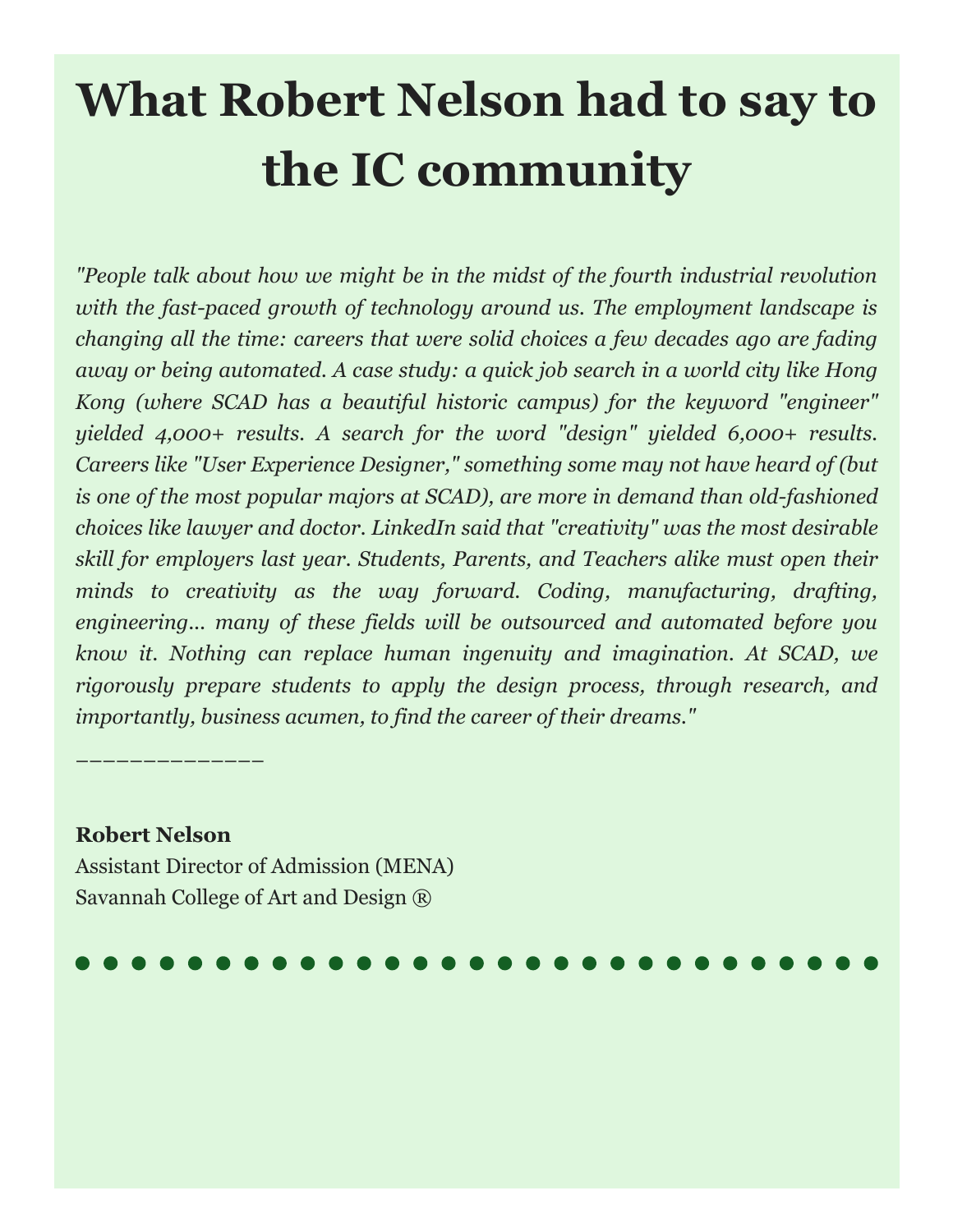# What Robert Nelson had to say to the IC community

*"People talk about how we might be in the midst of the fourth industrial revolution with the fast-paced growth of technology around us. The employment landscape is changing all the time: careers that were solid choices a few decades ago are fading away or being automated. A case study: a quick job search in a world city like Hong Kong (where SCAD has a beautiful historic campus) for the keyword "engineer" yielded 4,000+ results. A search for the word "design" yielded 6,000+ results. Careers like "User Experience Designer," something some may not have heard of (but is one of the most popular majors at SCAD), are more in demand than old-fashioned choices like lawyer and doctor. LinkedIn said that "creativity" was the most desirable skill for employers last year. Students, Parents, and Teachers alike must open their minds to creativity as the way forward. Coding, manufacturing, drafting, engineering... many of these fields will be outsourced and automated before you know it. Nothing can replace human ingenuity and imagination. At SCAD, we rigorously prepare students to apply the design process, through research, and importantly, business acumen, to find the career of their dreams."*

______________

**Robert Nelson**
Assistant Director of Admission (MENA)
Savannah College of Art and Design ®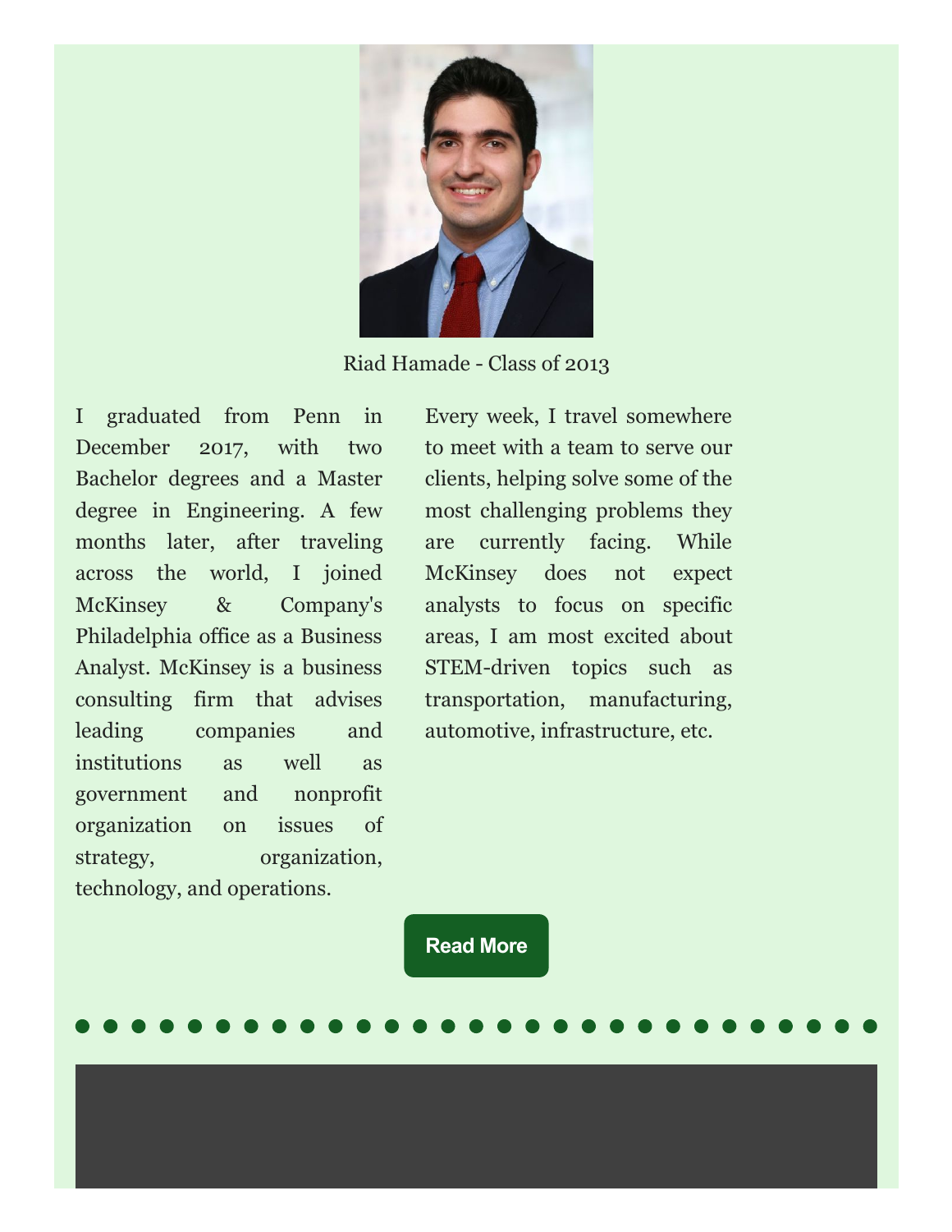Riad Hamade - Class of 2013

I graduated from Penn in December 2017, with two Bachelor degrees and a Master degree in Engineering. A few months later, after traveling across the world, I joined McKinsey & Company's Philadelphia office as a Business Analyst. McKinsey is a business consulting firm that advises leading companies and institutions as well as government and nonprofit organization on issues of strategy, organization, technology, and operations.

Every week, I travel somewhere to meet with a team to serve our clients, helping solve some of the most challenging problems they are currently facing. While McKinsey does not expect analysts to focus on specific areas, I am most excited about STEM-driven topics such as transportation, manufacturing, automotive, infrastructure, etc.

**Read More**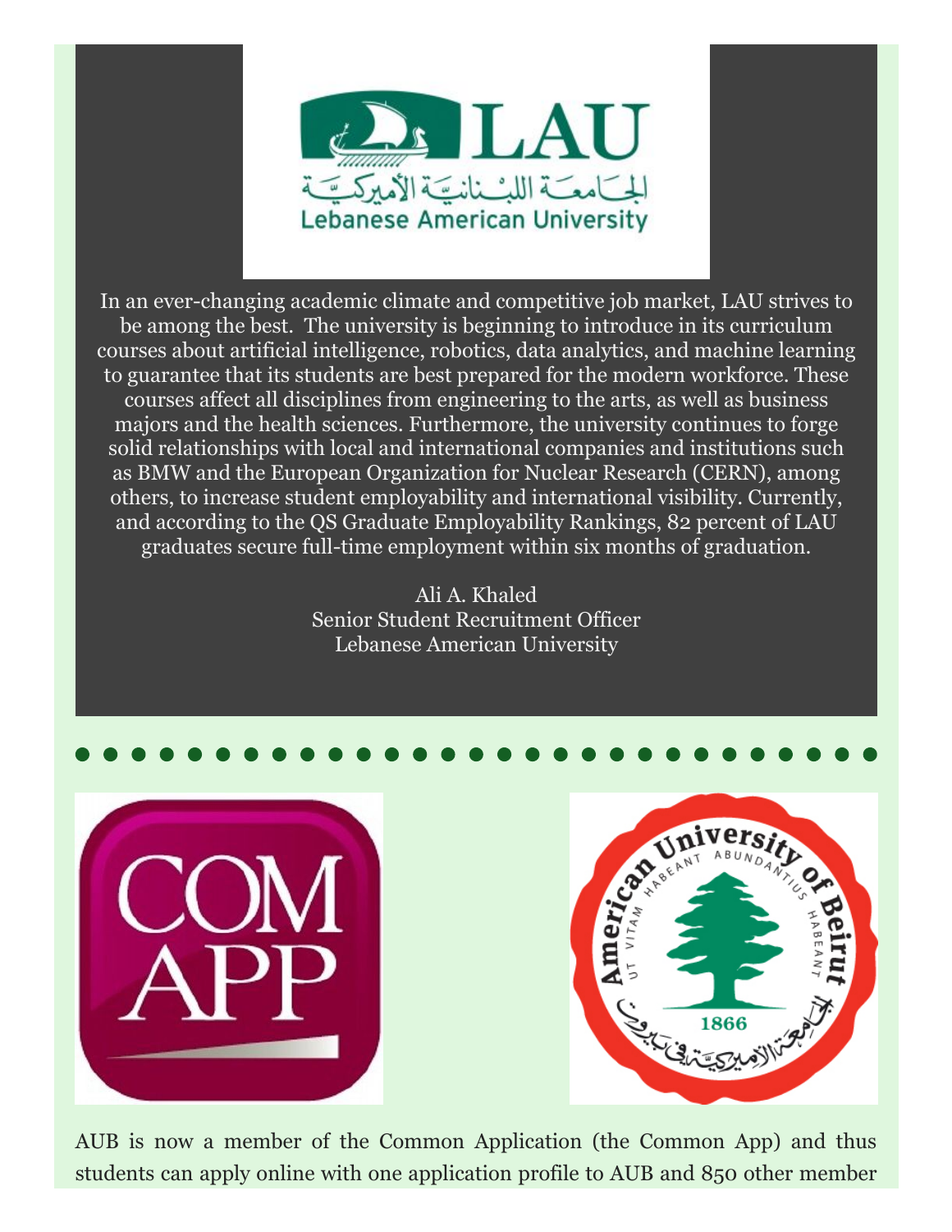In an ever-changing academic climate and competitive job market, LAU strives to be among the best. The university is beginning to introduce in its curriculum courses about artificial intelligence, robotics, data analytics, and machine learning to guarantee that its students are best prepared for the modern workforce. These courses affect all disciplines from engineering to the arts, as well as business majors and the health sciences. Furthermore, the university continues to forge solid relationships with local and international companies and institutions such as BMW and the European Organization for Nuclear Research (CERN), among others, to increase student employability and international visibility. Currently, and according to the QS Graduate Employability Rankings, 82 percent of LAU graduates secure full-time employment within six months of graduation.

Ali A. Khaled
Senior Student Recruitment Officer
Lebanese American University

AUB is now a member of the Common Application (the Common App) and thus students can apply online with one application profile to AUB and 850 other member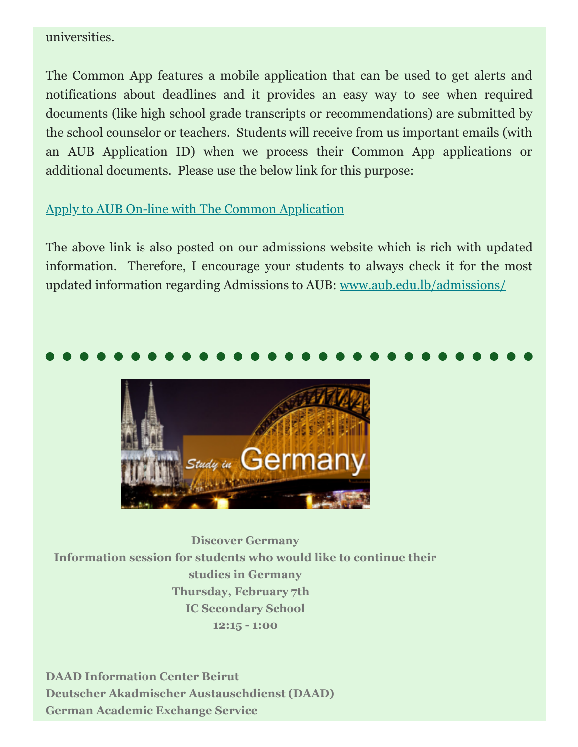universities.

The Common App features a mobile application that can be used to get alerts and notifications about deadlines and it provides an easy way to see when required documents (like high school grade transcripts or recommendations) are submitted by the school counselor or teachers. Students will receive from us important emails (with an AUB Application ID) when we process their Common App applications or additional documents. Please use the below link for this purpose:

[Apply to AUB On-line with The Common Application]()

The above link is also posted on our admissions website which is rich with updated information. Therefore, I encourage your students to always check it for the most updated information regarding Admissions to AUB: [www.aub.edu.lb/admissions/](www.aub.edu.lb/admissions/)

**Discover Germany**
**Information session for students who would like to continue their studies in Germany**
**Thursday, February 7th**
**IC Secondary School**
**12:15 - 1:00**

**DAAD Information Center Beirut**
**Deutscher Akadmischer Austauschdienst (DAAD)**
**German Academic Exchange Service**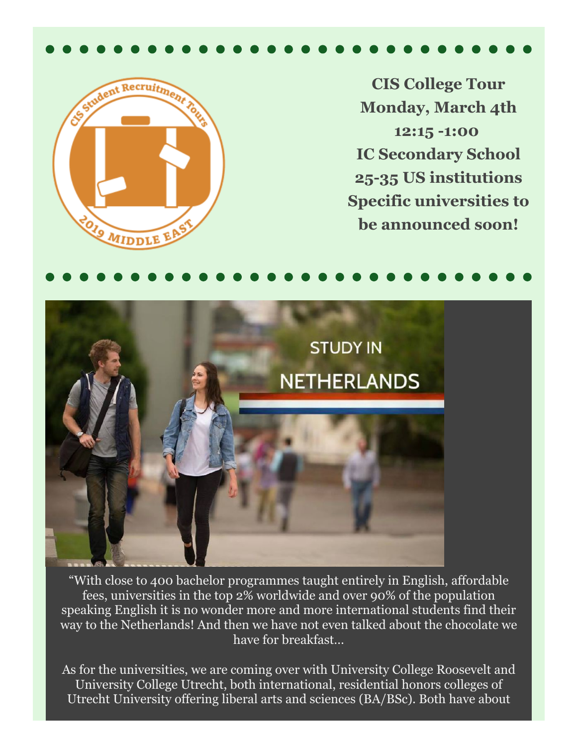**CIS College Tour**
**Monday, March 4th**
**12:15 -1:00**
**IC Secondary School**
**25-35 US institutions**
**Specific universities to be announced soon!**

STUDY IN NETHERLANDS

"With close to 400 bachelor programmes taught entirely in English, affordable fees, universities in the top 2% worldwide and over 90% of the population speaking English it is no wonder more and more international students find their way to the Netherlands! And then we have not even talked about the chocolate we have for breakfast…

As for the universities, we are coming over with University College Roosevelt and University College Utrecht, both international, residential honors colleges of Utrecht University offering liberal arts and sciences (BA/BSc). Both have about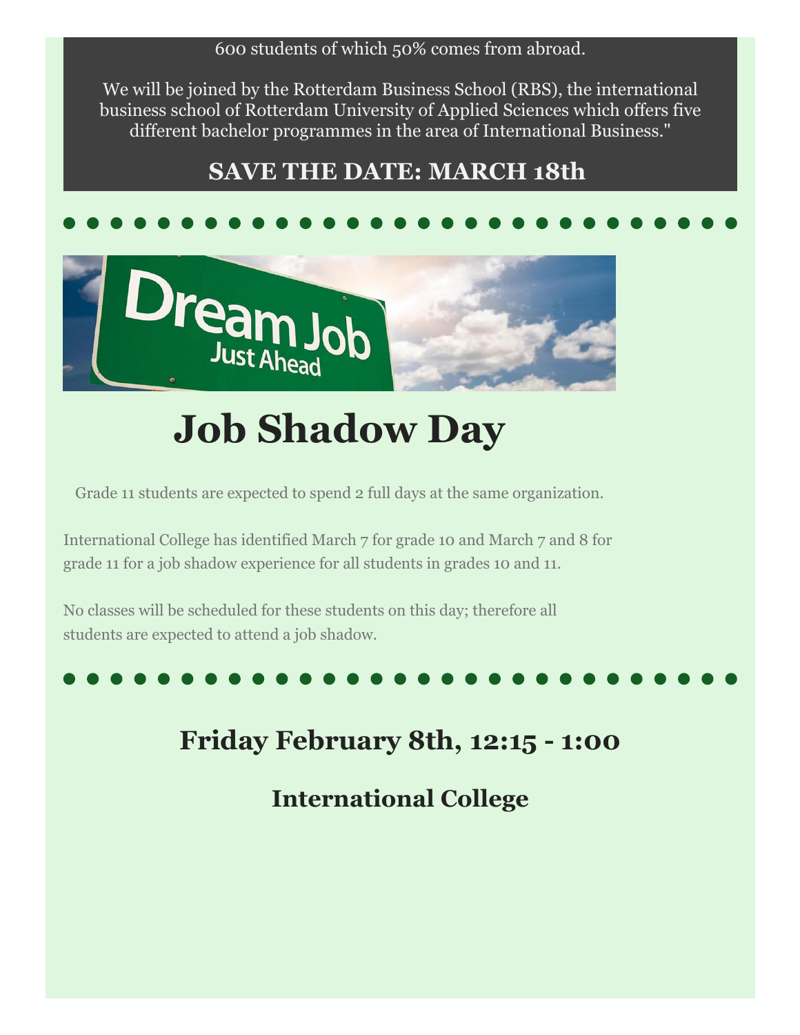600 students of which 50% comes from abroad.

We will be joined by the Rotterdam Business School (RBS), the international business school of Rotterdam University of Applied Sciences which offers five different bachelor programmes in the area of International Business."

## SAVE THE DATE: MARCH 18th

# Job Shadow Day

Grade 11 students are expected to spend 2 full days at the same organization.

International College has identified March 7 for grade 10 and March 7 and 8 for grade 11 for a job shadow experience for all students in grades 10 and 11.

No classes will be scheduled for these students on this day; therefore all students are expected to attend a job shadow.

## Friday February 8th, 12:15 - 1:00

### International College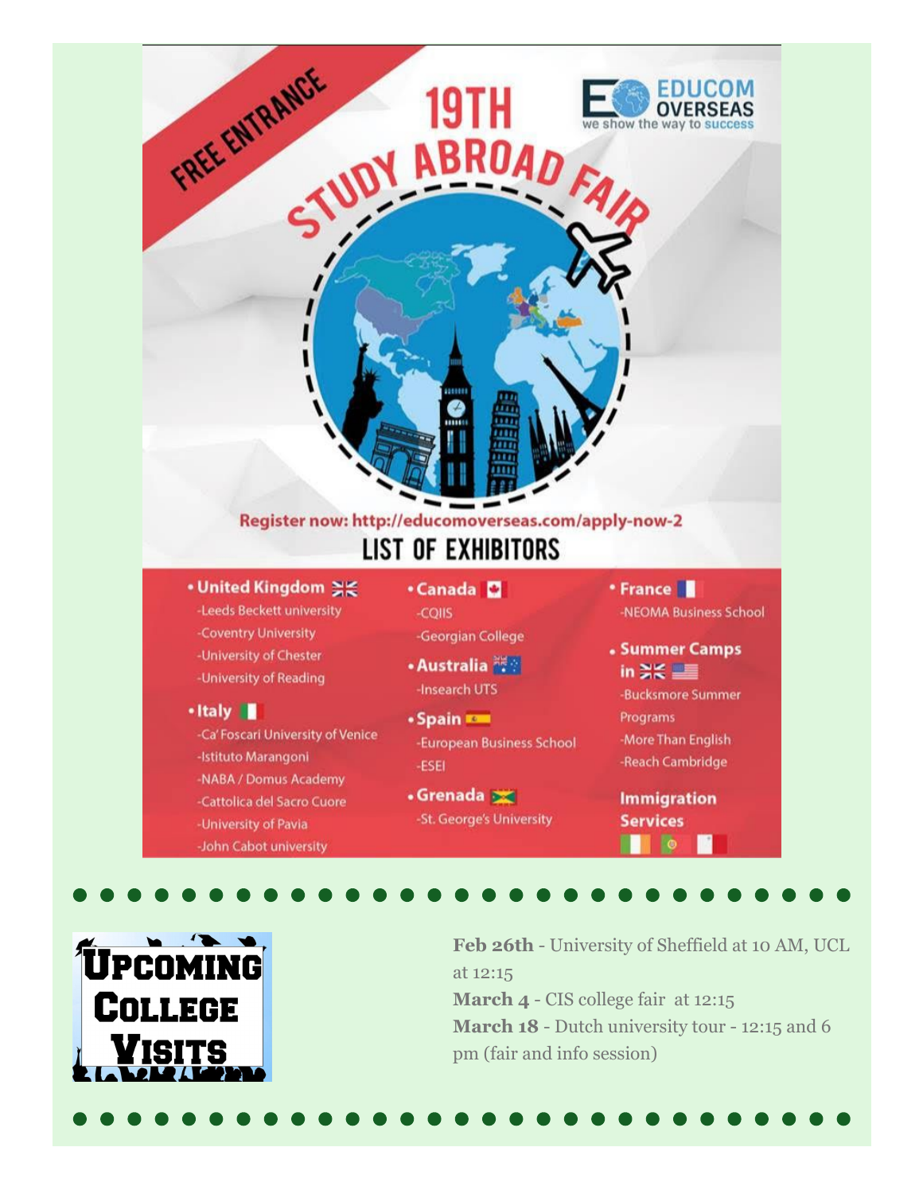FREE ENTRANCE

# 19TH STUDY ABROAD FAIR

EDUCOM OVERSEAS
we show the way to success

Register now: http://educomoverseas.com/apply-now-2

## LIST OF EXHIBITORS

- **United Kingdom**
  - -Leeds Beckett university
  - -Coventry University
  - -University of Chester
  - -University of Reading
- **Italy**
  - -Ca' Foscari University of Venice
  - -Istituto Marangoni
  - -NABA / Domus Academy
  - -Cattolica del Sacro Cuore
  - -University of Pavia
  - -John Cabot university
- **Canada**
  - -CQIIS
  - -Georgian College
- **Australia**
  - -Insearch UTS
- **Spain**
  - -European Business School
  - -ESEI
- **Grenada**
  - -St. George's University
- **France**
  - -NEOMA Business School
- **Summer Camps in**
  - -Bucksmore Summer Programs
  - -More Than English
  - -Reach Cambridge
- **Immigration Services**

## Upcoming College Visits

**Feb 26th** - University of Sheffield at 10 AM, UCL at 12:15
**March 4** - CIS college fair at 12:15
**March 18** - Dutch university tour - 12:15 and 6 pm (fair and info session)